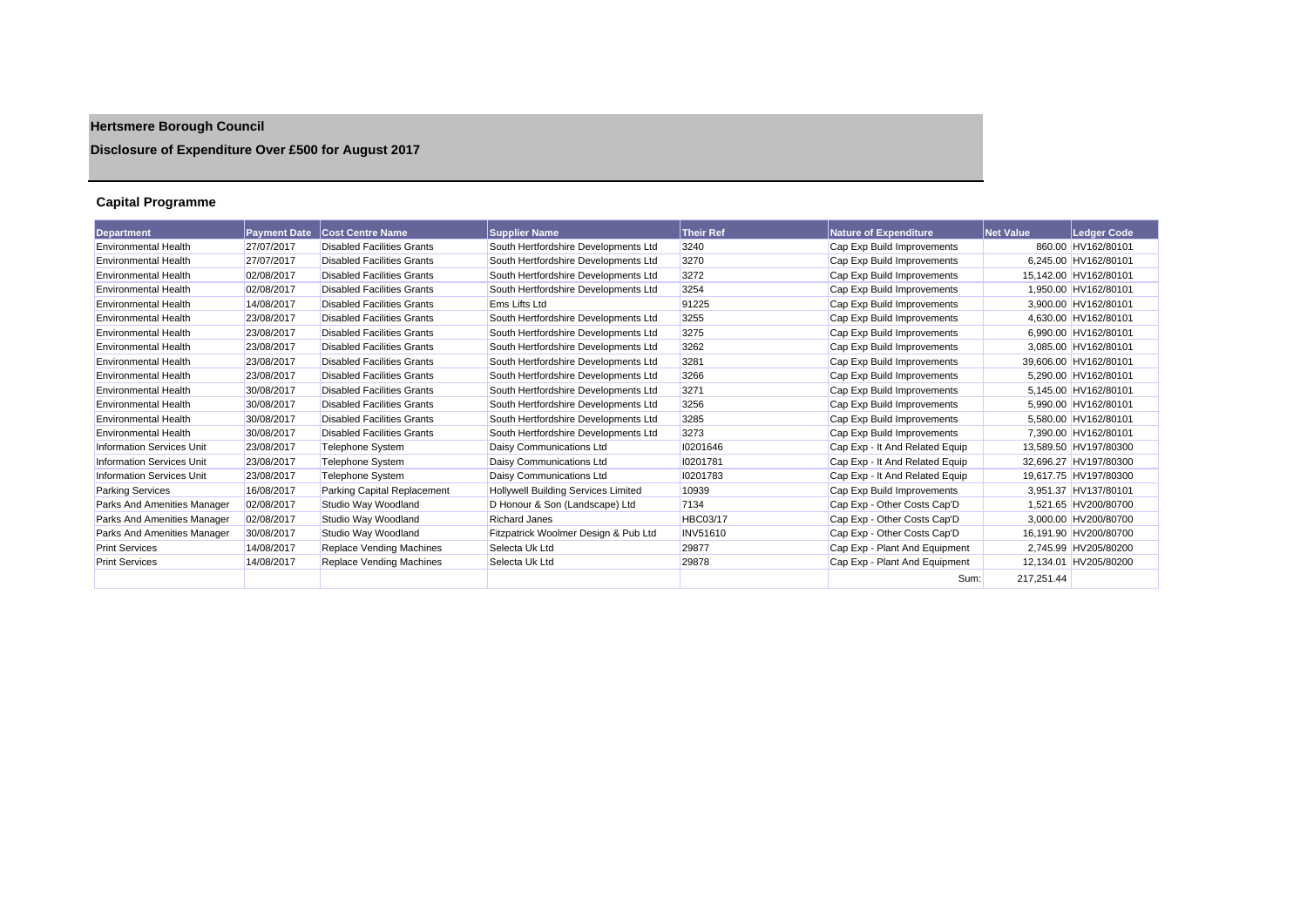# Hertsmere Borough Council

## Disclosure of Expenditure Over £500 for August 2017

### Capital Programme

| Department | Payment Date | Cost Centre Name | Supplier Name | Their Ref | Nature of Expenditure | Net Value | Ledger Code |
|---|---|---|---|---|---|---|---|
| Environmental Health | 27/07/2017 | Disabled Facilities Grants | South Hertfordshire Developments Ltd | 3240 | Cap Exp Build Improvements | 860.00 | HV162/80101 |
| Environmental Health | 27/07/2017 | Disabled Facilities Grants | South Hertfordshire Developments Ltd | 3270 | Cap Exp Build Improvements | 6,245.00 | HV162/80101 |
| Environmental Health | 02/08/2017 | Disabled Facilities Grants | South Hertfordshire Developments Ltd | 3272 | Cap Exp Build Improvements | 15,142.00 | HV162/80101 |
| Environmental Health | 02/08/2017 | Disabled Facilities Grants | South Hertfordshire Developments Ltd | 3254 | Cap Exp Build Improvements | 1,950.00 | HV162/80101 |
| Environmental Health | 14/08/2017 | Disabled Facilities Grants | Ems Lifts Ltd | 91225 | Cap Exp Build Improvements | 3,900.00 | HV162/80101 |
| Environmental Health | 23/08/2017 | Disabled Facilities Grants | South Hertfordshire Developments Ltd | 3255 | Cap Exp Build Improvements | 4,630.00 | HV162/80101 |
| Environmental Health | 23/08/2017 | Disabled Facilities Grants | South Hertfordshire Developments Ltd | 3275 | Cap Exp Build Improvements | 6,990.00 | HV162/80101 |
| Environmental Health | 23/08/2017 | Disabled Facilities Grants | South Hertfordshire Developments Ltd | 3262 | Cap Exp Build Improvements | 3,085.00 | HV162/80101 |
| Environmental Health | 23/08/2017 | Disabled Facilities Grants | South Hertfordshire Developments Ltd | 3281 | Cap Exp Build Improvements | 39,606.00 | HV162/80101 |
| Environmental Health | 23/08/2017 | Disabled Facilities Grants | South Hertfordshire Developments Ltd | 3266 | Cap Exp Build Improvements | 5,290.00 | HV162/80101 |
| Environmental Health | 30/08/2017 | Disabled Facilities Grants | South Hertfordshire Developments Ltd | 3271 | Cap Exp Build Improvements | 5,145.00 | HV162/80101 |
| Environmental Health | 30/08/2017 | Disabled Facilities Grants | South Hertfordshire Developments Ltd | 3256 | Cap Exp Build Improvements | 5,990.00 | HV162/80101 |
| Environmental Health | 30/08/2017 | Disabled Facilities Grants | South Hertfordshire Developments Ltd | 3285 | Cap Exp Build Improvements | 5,580.00 | HV162/80101 |
| Environmental Health | 30/08/2017 | Disabled Facilities Grants | South Hertfordshire Developments Ltd | 3273 | Cap Exp Build Improvements | 7,390.00 | HV162/80101 |
| Information Services Unit | 23/08/2017 | Telephone System | Daisy Communications Ltd | I0201646 | Cap Exp - It And Related Equip | 13,589.50 | HV197/80300 |
| Information Services Unit | 23/08/2017 | Telephone System | Daisy Communications Ltd | I0201781 | Cap Exp - It And Related Equip | 32,696.27 | HV197/80300 |
| Information Services Unit | 23/08/2017 | Telephone System | Daisy Communications Ltd | I0201783 | Cap Exp - It And Related Equip | 19,617.75 | HV197/80300 |
| Parking Services | 16/08/2017 | Parking Capital Replacement | Hollywell Building Services Limited | 10939 | Cap Exp Build Improvements | 3,951.37 | HV137/80101 |
| Parks And Amenities Manager | 02/08/2017 | Studio Way Woodland | D Honour & Son (Landscape) Ltd | 7134 | Cap Exp - Other Costs Cap'D | 1,521.65 | HV200/80700 |
| Parks And Amenities Manager | 02/08/2017 | Studio Way Woodland | Richard Janes | HBC03/17 | Cap Exp - Other Costs Cap'D | 3,000.00 | HV200/80700 |
| Parks And Amenities Manager | 30/08/2017 | Studio Way Woodland | Fitzpatrick Woolmer Design & Pub Ltd | INV51610 | Cap Exp - Other Costs Cap'D | 16,191.90 | HV200/80700 |
| Print Services | 14/08/2017 | Replace Vending Machines | Selecta Uk Ltd | 29877 | Cap Exp - Plant And Equipment | 2,745.99 | HV205/80200 |
| Print Services | 14/08/2017 | Replace Vending Machines | Selecta Uk Ltd | 29878 | Cap Exp - Plant And Equipment | 12,134.01 | HV205/80200 |
| | | | | | Sum: | 217,251.44 | |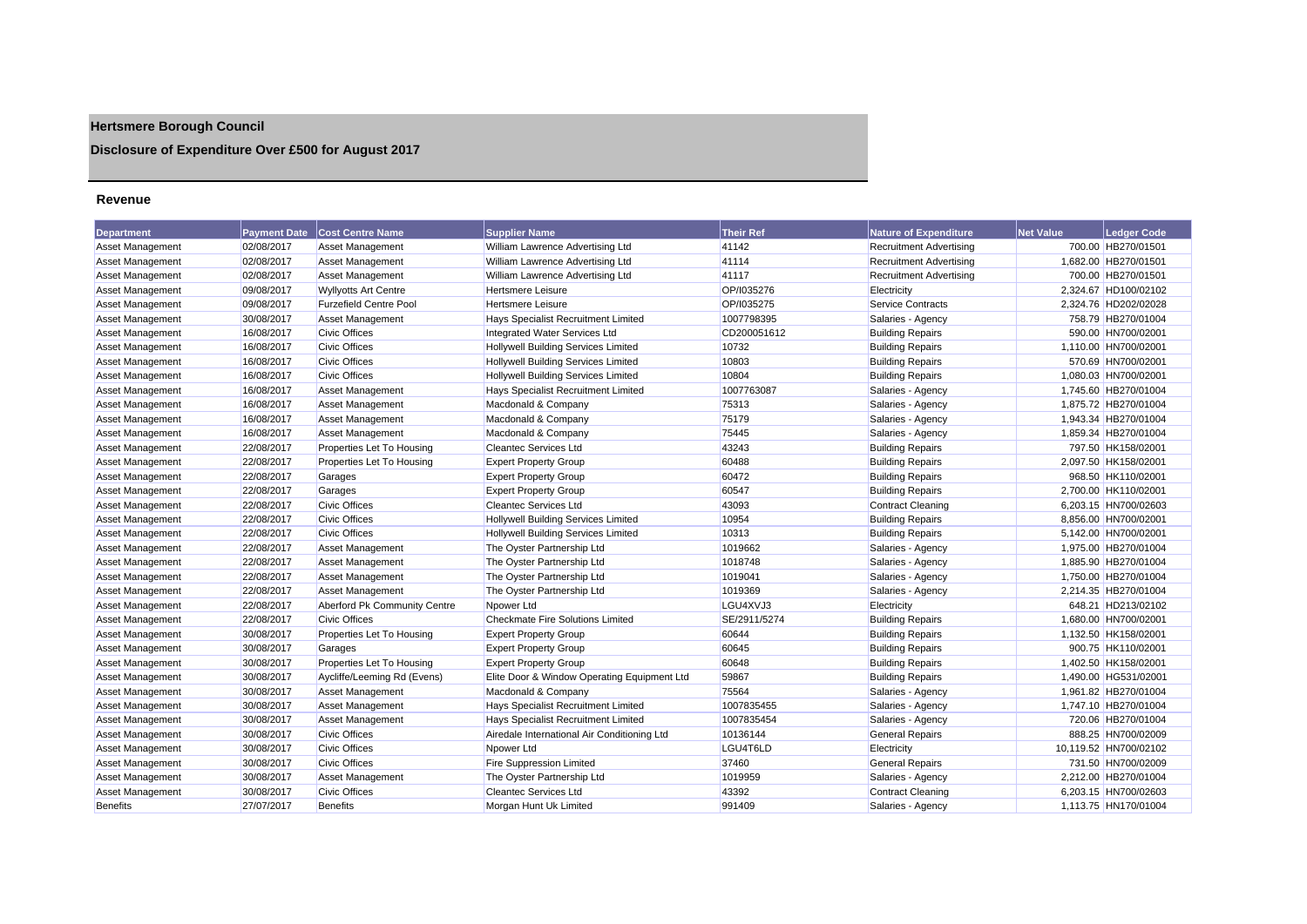# Hertsmere Borough Council

## Disclosure of Expenditure Over £500 for August 2017

### Revenue

| Department | Payment Date | Cost Centre Name | Supplier Name | Their Ref | Nature of Expenditure | Net Value | Ledger Code |
|---|---|---|---|---|---|---|---|
| Asset Management | 02/08/2017 | Asset Management | William Lawrence Advertising Ltd | 41142 | Recruitment Advertising | 700.00 | HB270/01501 |
| Asset Management | 02/08/2017 | Asset Management | William Lawrence Advertising Ltd | 41114 | Recruitment Advertising | 1,682.00 | HB270/01501 |
| Asset Management | 02/08/2017 | Asset Management | William Lawrence Advertising Ltd | 41117 | Recruitment Advertising | 700.00 | HB270/01501 |
| Asset Management | 09/08/2017 | Wyllyotts Art Centre | Hertsmere Leisure | OP/I035276 | Electricity | 2,324.67 | HD100/02102 |
| Asset Management | 09/08/2017 | Furzefield Centre Pool | Hertsmere Leisure | OP/I035275 | Service Contracts | 2,324.76 | HD202/02028 |
| Asset Management | 30/08/2017 | Asset Management | Hays Specialist Recruitment Limited | 1007798395 | Salaries - Agency | 758.79 | HB270/01004 |
| Asset Management | 16/08/2017 | Civic Offices | Integrated Water Services Ltd | CD200051612 | Building Repairs | 590.00 | HN700/02001 |
| Asset Management | 16/08/2017 | Civic Offices | Hollywell Building Services Limited | 10732 | Building Repairs | 1,110.00 | HN700/02001 |
| Asset Management | 16/08/2017 | Civic Offices | Hollywell Building Services Limited | 10803 | Building Repairs | 570.69 | HN700/02001 |
| Asset Management | 16/08/2017 | Civic Offices | Hollywell Building Services Limited | 10804 | Building Repairs | 1,080.03 | HN700/02001 |
| Asset Management | 16/08/2017 | Asset Management | Hays Specialist Recruitment Limited | 1007763087 | Salaries - Agency | 1,745.60 | HB270/01004 |
| Asset Management | 16/08/2017 | Asset Management | Macdonald & Company | 75313 | Salaries - Agency | 1,875.72 | HB270/01004 |
| Asset Management | 16/08/2017 | Asset Management | Macdonald & Company | 75179 | Salaries - Agency | 1,943.34 | HB270/01004 |
| Asset Management | 16/08/2017 | Asset Management | Macdonald & Company | 75445 | Salaries - Agency | 1,859.34 | HB270/01004 |
| Asset Management | 22/08/2017 | Properties Let To Housing | Cleantec Services Ltd | 43243 | Building Repairs | 797.50 | HK158/02001 |
| Asset Management | 22/08/2017 | Properties Let To Housing | Expert Property Group | 60488 | Building Repairs | 2,097.50 | HK158/02001 |
| Asset Management | 22/08/2017 | Garages | Expert Property Group | 60472 | Building Repairs | 968.50 | HK110/02001 |
| Asset Management | 22/08/2017 | Garages | Expert Property Group | 60547 | Building Repairs | 2,700.00 | HK110/02001 |
| Asset Management | 22/08/2017 | Civic Offices | Cleantec Services Ltd | 43093 | Contract Cleaning | 6,203.15 | HN700/02603 |
| Asset Management | 22/08/2017 | Civic Offices | Hollywell Building Services Limited | 10954 | Building Repairs | 8,856.00 | HN700/02001 |
| Asset Management | 22/08/2017 | Civic Offices | Hollywell Building Services Limited | 10313 | Building Repairs | 5,142.00 | HN700/02001 |
| Asset Management | 22/08/2017 | Asset Management | The Oyster Partnership Ltd | 1019662 | Salaries - Agency | 1,975.00 | HB270/01004 |
| Asset Management | 22/08/2017 | Asset Management | The Oyster Partnership Ltd | 1018748 | Salaries - Agency | 1,885.90 | HB270/01004 |
| Asset Management | 22/08/2017 | Asset Management | The Oyster Partnership Ltd | 1019041 | Salaries - Agency | 1,750.00 | HB270/01004 |
| Asset Management | 22/08/2017 | Asset Management | The Oyster Partnership Ltd | 1019369 | Salaries - Agency | 2,214.35 | HB270/01004 |
| Asset Management | 22/08/2017 | Aberford Pk Community Centre | Npower Ltd | LGU4XVJ3 | Electricity | 648.21 | HD213/02102 |
| Asset Management | 22/08/2017 | Civic Offices | Checkmate Fire Solutions Limited | SE/2911/5274 | Building Repairs | 1,680.00 | HN700/02001 |
| Asset Management | 30/08/2017 | Properties Let To Housing | Expert Property Group | 60644 | Building Repairs | 1,132.50 | HK158/02001 |
| Asset Management | 30/08/2017 | Garages | Expert Property Group | 60645 | Building Repairs | 900.75 | HK110/02001 |
| Asset Management | 30/08/2017 | Properties Let To Housing | Expert Property Group | 60648 | Building Repairs | 1,402.50 | HK158/02001 |
| Asset Management | 30/08/2017 | Aycliffe/Leeming Rd (Evens) | Elite Door & Window Operating Equipment Ltd | 59867 | Building Repairs | 1,490.00 | HG531/02001 |
| Asset Management | 30/08/2017 | Asset Management | Macdonald & Company | 75564 | Salaries - Agency | 1,961.82 | HB270/01004 |
| Asset Management | 30/08/2017 | Asset Management | Hays Specialist Recruitment Limited | 1007835455 | Salaries - Agency | 1,747.10 | HB270/01004 |
| Asset Management | 30/08/2017 | Asset Management | Hays Specialist Recruitment Limited | 1007835454 | Salaries - Agency | 720.06 | HB270/01004 |
| Asset Management | 30/08/2017 | Civic Offices | Airedale International Air Conditioning Ltd | 10136144 | General Repairs | 888.25 | HN700/02009 |
| Asset Management | 30/08/2017 | Civic Offices | Npower Ltd | LGU4T6LD | Electricity | 10,119.52 | HN700/02102 |
| Asset Management | 30/08/2017 | Civic Offices | Fire Suppression Limited | 37460 | General Repairs | 731.50 | HN700/02009 |
| Asset Management | 30/08/2017 | Asset Management | The Oyster Partnership Ltd | 1019959 | Salaries - Agency | 2,212.00 | HB270/01004 |
| Asset Management | 30/08/2017 | Civic Offices | Cleantec Services Ltd | 43392 | Contract Cleaning | 6,203.15 | HN700/02603 |
| Benefits | 27/07/2017 | Benefits | Morgan Hunt Uk Limited | 991409 | Salaries - Agency | 1,113.75 | HN170/01004 |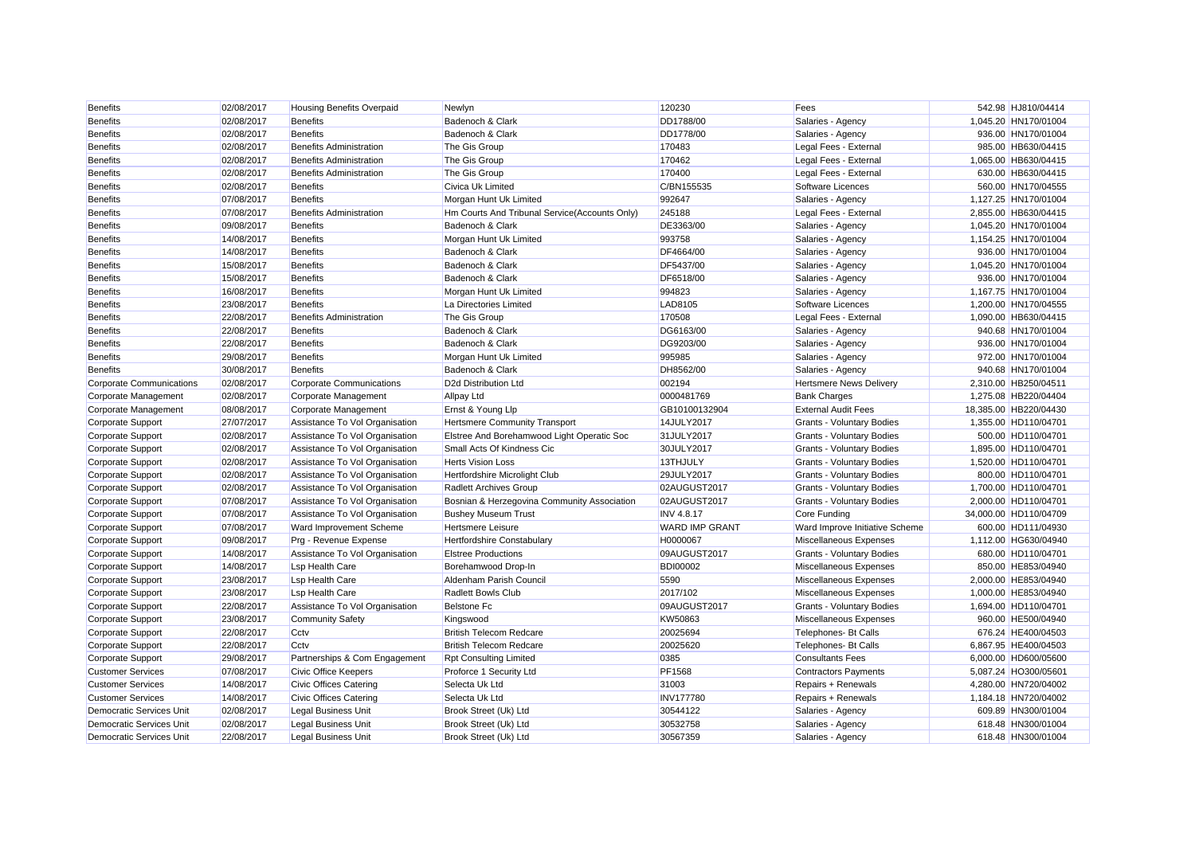| Benefits | 02/08/2017 | Housing Benefits Overpaid | Newlyn | 120230 | Fees | 542.98 | HJ810/04414 |
|---|---|---|---|---|---|---|---|
| Benefits | 02/08/2017 | Benefits | Badenoch & Clark | DD1788/00 | Salaries - Agency | 1,045.20 | HN170/01004 |
| Benefits | 02/08/2017 | Benefits | Badenoch & Clark | DD1778/00 | Salaries - Agency | 936.00 | HN170/01004 |
| Benefits | 02/08/2017 | Benefits Administration | The Gis Group | 170483 | Legal Fees - External | 985.00 | HB630/04415 |
| Benefits | 02/08/2017 | Benefits Administration | The Gis Group | 170462 | Legal Fees - External | 1,065.00 | HB630/04415 |
| Benefits | 02/08/2017 | Benefits Administration | The Gis Group | 170400 | Legal Fees - External | 630.00 | HB630/04415 |
| Benefits | 02/08/2017 | Benefits | Civica Uk Limited | C/BN155535 | Software Licences | 560.00 | HN170/04555 |
| Benefits | 07/08/2017 | Benefits | Morgan Hunt Uk Limited | 992647 | Salaries - Agency | 1,127.25 | HN170/01004 |
| Benefits | 07/08/2017 | Benefits Administration | Hm Courts And Tribunal Service(Accounts Only) | 245188 | Legal Fees - External | 2,855.00 | HB630/04415 |
| Benefits | 09/08/2017 | Benefits | Badenoch & Clark | DE3363/00 | Salaries - Agency | 1,045.20 | HN170/01004 |
| Benefits | 14/08/2017 | Benefits | Morgan Hunt Uk Limited | 993758 | Salaries - Agency | 1,154.25 | HN170/01004 |
| Benefits | 14/08/2017 | Benefits | Badenoch & Clark | DF4664/00 | Salaries - Agency | 936.00 | HN170/01004 |
| Benefits | 15/08/2017 | Benefits | Badenoch & Clark | DF5437/00 | Salaries - Agency | 1,045.20 | HN170/01004 |
| Benefits | 15/08/2017 | Benefits | Badenoch & Clark | DF6518/00 | Salaries - Agency | 936.00 | HN170/01004 |
| Benefits | 16/08/2017 | Benefits | Morgan Hunt Uk Limited | 994823 | Salaries - Agency | 1,167.75 | HN170/01004 |
| Benefits | 23/08/2017 | Benefits | La Directories Limited | LAD8105 | Software Licences | 1,200.00 | HN170/04555 |
| Benefits | 22/08/2017 | Benefits Administration | The Gis Group | 170508 | Legal Fees - External | 1,090.00 | HB630/04415 |
| Benefits | 22/08/2017 | Benefits | Badenoch & Clark | DG6163/00 | Salaries - Agency | 940.68 | HN170/01004 |
| Benefits | 22/08/2017 | Benefits | Badenoch & Clark | DG9203/00 | Salaries - Agency | 936.00 | HN170/01004 |
| Benefits | 29/08/2017 | Benefits | Morgan Hunt Uk Limited | 995985 | Salaries - Agency | 972.00 | HN170/01004 |
| Benefits | 30/08/2017 | Benefits | Badenoch & Clark | DH8562/00 | Salaries - Agency | 940.68 | HN170/01004 |
| Corporate Communications | 02/08/2017 | Corporate Communications | D2d Distribution Ltd | 002194 | Hertsmere News Delivery | 2,310.00 | HB250/04511 |
| Corporate Management | 02/08/2017 | Corporate Management | Allpay Ltd | 0000481769 | Bank Charges | 1,275.08 | HB220/04404 |
| Corporate Management | 08/08/2017 | Corporate Management | Ernst & Young Llp | GB10100132904 | External Audit Fees | 18,385.00 | HB220/04430 |
| Corporate Support | 27/07/2017 | Assistance To Vol Organisation | Hertsmere Community Transport | 14JULY2017 | Grants - Voluntary Bodies | 1,355.00 | HD110/04701 |
| Corporate Support | 02/08/2017 | Assistance To Vol Organisation | Elstree And Borehamwood Light Operatic Soc | 31JULY2017 | Grants - Voluntary Bodies | 500.00 | HD110/04701 |
| Corporate Support | 02/08/2017 | Assistance To Vol Organisation | Small Acts Of Kindness Cic | 30JULY2017 | Grants - Voluntary Bodies | 1,895.00 | HD110/04701 |
| Corporate Support | 02/08/2017 | Assistance To Vol Organisation | Herts Vision Loss | 13THJULY | Grants - Voluntary Bodies | 1,520.00 | HD110/04701 |
| Corporate Support | 02/08/2017 | Assistance To Vol Organisation | Hertfordshire Microlight Club | 29JULY2017 | Grants - Voluntary Bodies | 800.00 | HD110/04701 |
| Corporate Support | 02/08/2017 | Assistance To Vol Organisation | Radlett Archives Group | 02AUGUST2017 | Grants - Voluntary Bodies | 1,700.00 | HD110/04701 |
| Corporate Support | 07/08/2017 | Assistance To Vol Organisation | Bosnian & Herzegovina Community Association | 02AUGUST2017 | Grants - Voluntary Bodies | 2,000.00 | HD110/04701 |
| Corporate Support | 07/08/2017 | Assistance To Vol Organisation | Bushey Museum Trust | INV 4.8.17 | Core Funding | 34,000.00 | HD110/04709 |
| Corporate Support | 07/08/2017 | Ward Improvement Scheme | Hertsmere Leisure | WARD IMP GRANT | Ward Improve Initiative Scheme | 600.00 | HD111/04930 |
| Corporate Support | 09/08/2017 | Prg - Revenue Expense | Hertfordshire Constabulary | H0000067 | Miscellaneous Expenses | 1,112.00 | HG630/04940 |
| Corporate Support | 14/08/2017 | Assistance To Vol Organisation | Elstree Productions | 09AUGUST2017 | Grants - Voluntary Bodies | 680.00 | HD110/04701 |
| Corporate Support | 14/08/2017 | Lsp Health Care | Borehamwood Drop-In | BDI00002 | Miscellaneous Expenses | 850.00 | HE853/04940 |
| Corporate Support | 23/08/2017 | Lsp Health Care | Aldenham Parish Council | 5590 | Miscellaneous Expenses | 2,000.00 | HE853/04940 |
| Corporate Support | 23/08/2017 | Lsp Health Care | Radlett Bowls Club | 2017/102 | Miscellaneous Expenses | 1,000.00 | HE853/04940 |
| Corporate Support | 22/08/2017 | Assistance To Vol Organisation | Belstone Fc | 09AUGUST2017 | Grants - Voluntary Bodies | 1,694.00 | HD110/04701 |
| Corporate Support | 23/08/2017 | Community Safety | Kingswood | KW50863 | Miscellaneous Expenses | 960.00 | HE500/04940 |
| Corporate Support | 22/08/2017 | Cctv | British Telecom Redcare | 20025694 | Telephones- Bt Calls | 676.24 | HE400/04503 |
| Corporate Support | 22/08/2017 | Cctv | British Telecom Redcare | 20025620 | Telephones- Bt Calls | 6,867.95 | HE400/04503 |
| Corporate Support | 29/08/2017 | Partnerships & Com Engagement | Rpt Consulting Limited | 0385 | Consultants Fees | 6,000.00 | HD600/05600 |
| Customer Services | 07/08/2017 | Civic Office Keepers | Proforce 1 Security Ltd | PF1568 | Contractors Payments | 5,087.24 | HO300/05601 |
| Customer Services | 14/08/2017 | Civic Offices Catering | Selecta Uk Ltd | 31003 | Repairs + Renewals | 4,280.00 | HN720/04002 |
| Customer Services | 14/08/2017 | Civic Offices Catering | Selecta Uk Ltd | INV177780 | Repairs + Renewals | 1,184.18 | HN720/04002 |
| Democratic Services Unit | 02/08/2017 | Legal Business Unit | Brook Street (Uk) Ltd | 30544122 | Salaries - Agency | 609.89 | HN300/01004 |
| Democratic Services Unit | 02/08/2017 | Legal Business Unit | Brook Street (Uk) Ltd | 30532758 | Salaries - Agency | 618.48 | HN300/01004 |
| Democratic Services Unit | 22/08/2017 | Legal Business Unit | Brook Street (Uk) Ltd | 30567359 | Salaries - Agency | 618.48 | HN300/01004 |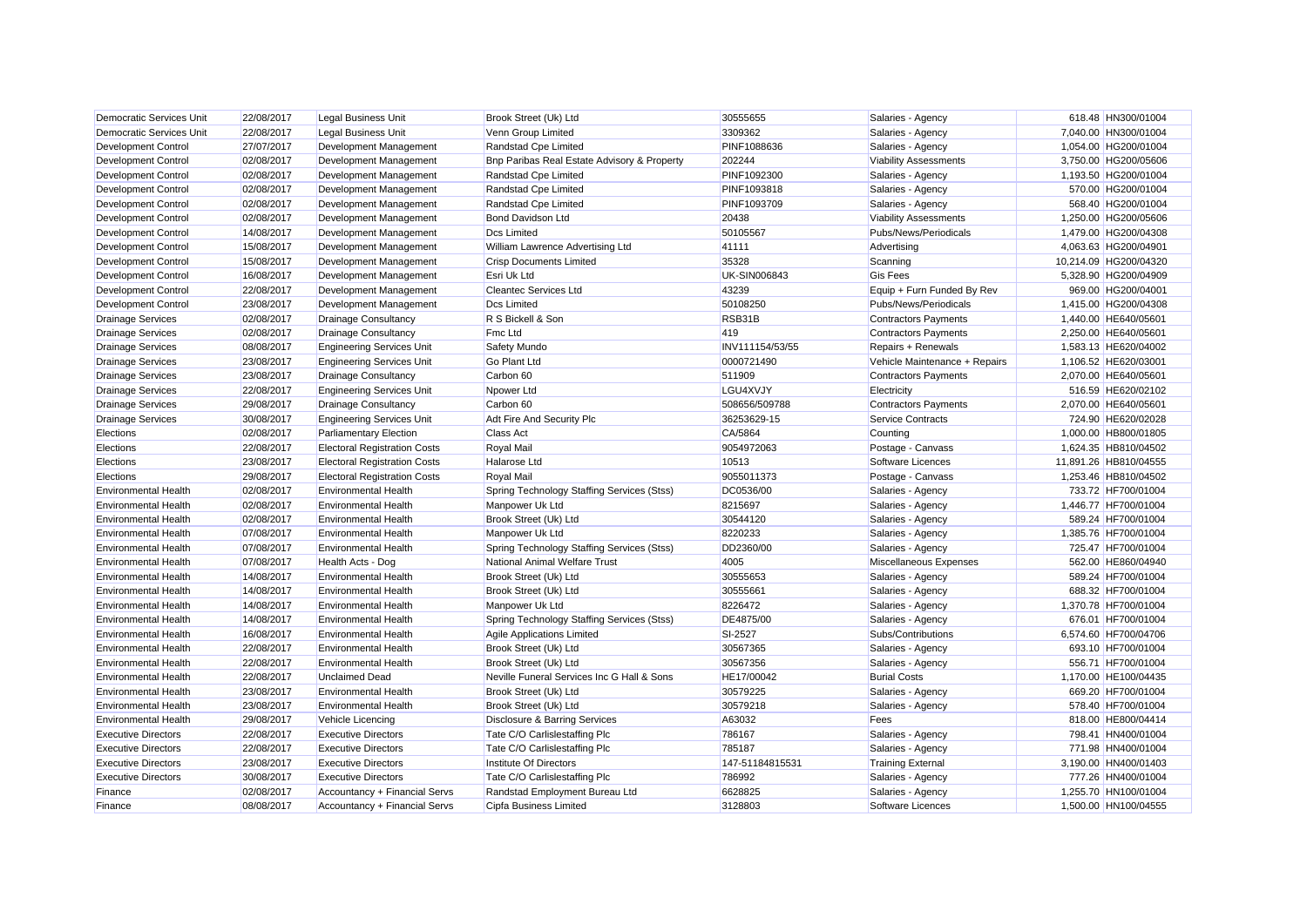| | | | | | | | |
|---|---|---|---|---|---|---|---|
| Democratic Services Unit | 22/08/2017 | Legal Business Unit | Brook Street (Uk) Ltd | 30555655 | Salaries - Agency | 618.48 | HN300/01004 |
| Democratic Services Unit | 22/08/2017 | Legal Business Unit | Venn Group Limited | 3309362 | Salaries - Agency | 7,040.00 | HN300/01004 |
| Development Control | 27/07/2017 | Development Management | Randstad Cpe Limited | PINF1088636 | Salaries - Agency | 1,054.00 | HG200/01004 |
| Development Control | 02/08/2017 | Development Management | Bnp Paribas Real Estate Advisory & Property | 202244 | Viability Assessments | 3,750.00 | HG200/05606 |
| Development Control | 02/08/2017 | Development Management | Randstad Cpe Limited | PINF1092300 | Salaries - Agency | 1,193.50 | HG200/01004 |
| Development Control | 02/08/2017 | Development Management | Randstad Cpe Limited | PINF1093818 | Salaries - Agency | 570.00 | HG200/01004 |
| Development Control | 02/08/2017 | Development Management | Randstad Cpe Limited | PINF1093709 | Salaries - Agency | 568.40 | HG200/01004 |
| Development Control | 02/08/2017 | Development Management | Bond Davidson Ltd | 20438 | Viability Assessments | 1,250.00 | HG200/05606 |
| Development Control | 14/08/2017 | Development Management | Dcs Limited | 50105567 | Pubs/News/Periodicals | 1,479.00 | HG200/04308 |
| Development Control | 15/08/2017 | Development Management | William Lawrence Advertising Ltd | 41111 | Advertising | 4,063.63 | HG200/04901 |
| Development Control | 15/08/2017 | Development Management | Crisp Documents Limited | 35328 | Scanning | 10,214.09 | HG200/04320 |
| Development Control | 16/08/2017 | Development Management | Esri Uk Ltd | UK-SIN006843 | Gis Fees | 5,328.90 | HG200/04909 |
| Development Control | 22/08/2017 | Development Management | Cleantec Services Ltd | 43239 | Equip + Furn Funded By Rev | 969.00 | HG200/04001 |
| Development Control | 23/08/2017 | Development Management | Dcs Limited | 50108250 | Pubs/News/Periodicals | 1,415.00 | HG200/04308 |
| Drainage Services | 02/08/2017 | Drainage Consultancy | R S Bickell & Son | RSB31B | Contractors Payments | 1,440.00 | HE640/05601 |
| Drainage Services | 02/08/2017 | Drainage Consultancy | Fmc Ltd | 419 | Contractors Payments | 2,250.00 | HE640/05601 |
| Drainage Services | 08/08/2017 | Engineering Services Unit | Safety Mundo | INV111154/53/55 | Repairs + Renewals | 1,583.13 | HE620/04002 |
| Drainage Services | 23/08/2017 | Engineering Services Unit | Go Plant Ltd | 0000721490 | Vehicle Maintenance + Repairs | 1,106.52 | HE620/03001 |
| Drainage Services | 23/08/2017 | Drainage Consultancy | Carbon 60 | 511909 | Contractors Payments | 2,070.00 | HE640/05601 |
| Drainage Services | 22/08/2017 | Engineering Services Unit | Npower Ltd | LGU4XVJY | Electricity | 516.59 | HE620/02102 |
| Drainage Services | 29/08/2017 | Drainage Consultancy | Carbon 60 | 508656/509788 | Contractors Payments | 2,070.00 | HE640/05601 |
| Drainage Services | 30/08/2017 | Engineering Services Unit | Adt Fire And Security Plc | 36253629-15 | Service Contracts | 724.90 | HE620/02028 |
| Elections | 02/08/2017 | Parliamentary Election | Class Act | CA/5864 | Counting | 1,000.00 | HB800/01805 |
| Elections | 22/08/2017 | Electoral Registration Costs | Royal Mail | 9054972063 | Postage - Canvass | 1,624.35 | HB810/04502 |
| Elections | 23/08/2017 | Electoral Registration Costs | Halarose Ltd | 10513 | Software Licences | 11,891.26 | HB810/04555 |
| Elections | 29/08/2017 | Electoral Registration Costs | Royal Mail | 9055011373 | Postage - Canvass | 1,253.46 | HB810/04502 |
| Environmental Health | 02/08/2017 | Environmental Health | Spring Technology Staffing Services (Stss) | DC0536/00 | Salaries - Agency | 733.72 | HF700/01004 |
| Environmental Health | 02/08/2017 | Environmental Health | Manpower Uk Ltd | 8215697 | Salaries - Agency | 1,446.77 | HF700/01004 |
| Environmental Health | 02/08/2017 | Environmental Health | Brook Street (Uk) Ltd | 30544120 | Salaries - Agency | 589.24 | HF700/01004 |
| Environmental Health | 07/08/2017 | Environmental Health | Manpower Uk Ltd | 8220233 | Salaries - Agency | 1,385.76 | HF700/01004 |
| Environmental Health | 07/08/2017 | Environmental Health | Spring Technology Staffing Services (Stss) | DD2360/00 | Salaries - Agency | 725.47 | HF700/01004 |
| Environmental Health | 07/08/2017 | Health Acts - Dog | National Animal Welfare Trust | 4005 | Miscellaneous Expenses | 562.00 | HE860/04940 |
| Environmental Health | 14/08/2017 | Environmental Health | Brook Street (Uk) Ltd | 30555653 | Salaries - Agency | 589.24 | HF700/01004 |
| Environmental Health | 14/08/2017 | Environmental Health | Brook Street (Uk) Ltd | 30555661 | Salaries - Agency | 688.32 | HF700/01004 |
| Environmental Health | 14/08/2017 | Environmental Health | Manpower Uk Ltd | 8226472 | Salaries - Agency | 1,370.78 | HF700/01004 |
| Environmental Health | 14/08/2017 | Environmental Health | Spring Technology Staffing Services (Stss) | DE4875/00 | Salaries - Agency | 676.01 | HF700/01004 |
| Environmental Health | 16/08/2017 | Environmental Health | Agile Applications Limited | SI-2527 | Subs/Contributions | 6,574.60 | HF700/04706 |
| Environmental Health | 22/08/2017 | Environmental Health | Brook Street (Uk) Ltd | 30567365 | Salaries - Agency | 693.10 | HF700/01004 |
| Environmental Health | 22/08/2017 | Environmental Health | Brook Street (Uk) Ltd | 30567356 | Salaries - Agency | 556.71 | HF700/01004 |
| Environmental Health | 22/08/2017 | Unclaimed Dead | Neville Funeral Services Inc G Hall & Sons | HE17/00042 | Burial Costs | 1,170.00 | HE100/04435 |
| Environmental Health | 23/08/2017 | Environmental Health | Brook Street (Uk) Ltd | 30579225 | Salaries - Agency | 669.20 | HF700/01004 |
| Environmental Health | 23/08/2017 | Environmental Health | Brook Street (Uk) Ltd | 30579218 | Salaries - Agency | 578.40 | HF700/01004 |
| Environmental Health | 29/08/2017 | Vehicle Licencing | Disclosure & Barring Services | A63032 | Fees | 818.00 | HE800/04414 |
| Executive Directors | 22/08/2017 | Executive Directors | Tate C/O Carlislestaffing Plc | 786167 | Salaries - Agency | 798.41 | HN400/01004 |
| Executive Directors | 22/08/2017 | Executive Directors | Tate C/O Carlislestaffing Plc | 785187 | Salaries - Agency | 771.98 | HN400/01004 |
| Executive Directors | 23/08/2017 | Executive Directors | Institute Of Directors | 147-51184815531 | Training External | 3,190.00 | HN400/01403 |
| Executive Directors | 30/08/2017 | Executive Directors | Tate C/O Carlislestaffing Plc | 786992 | Salaries - Agency | 777.26 | HN400/01004 |
| Finance | 02/08/2017 | Accountancy + Financial Servs | Randstad Employment Bureau Ltd | 6628825 | Salaries - Agency | 1,255.70 | HN100/01004 |
| Finance | 08/08/2017 | Accountancy + Financial Servs | Cipfa Business Limited | 3128803 | Software Licences | 1,500.00 | HN100/04555 |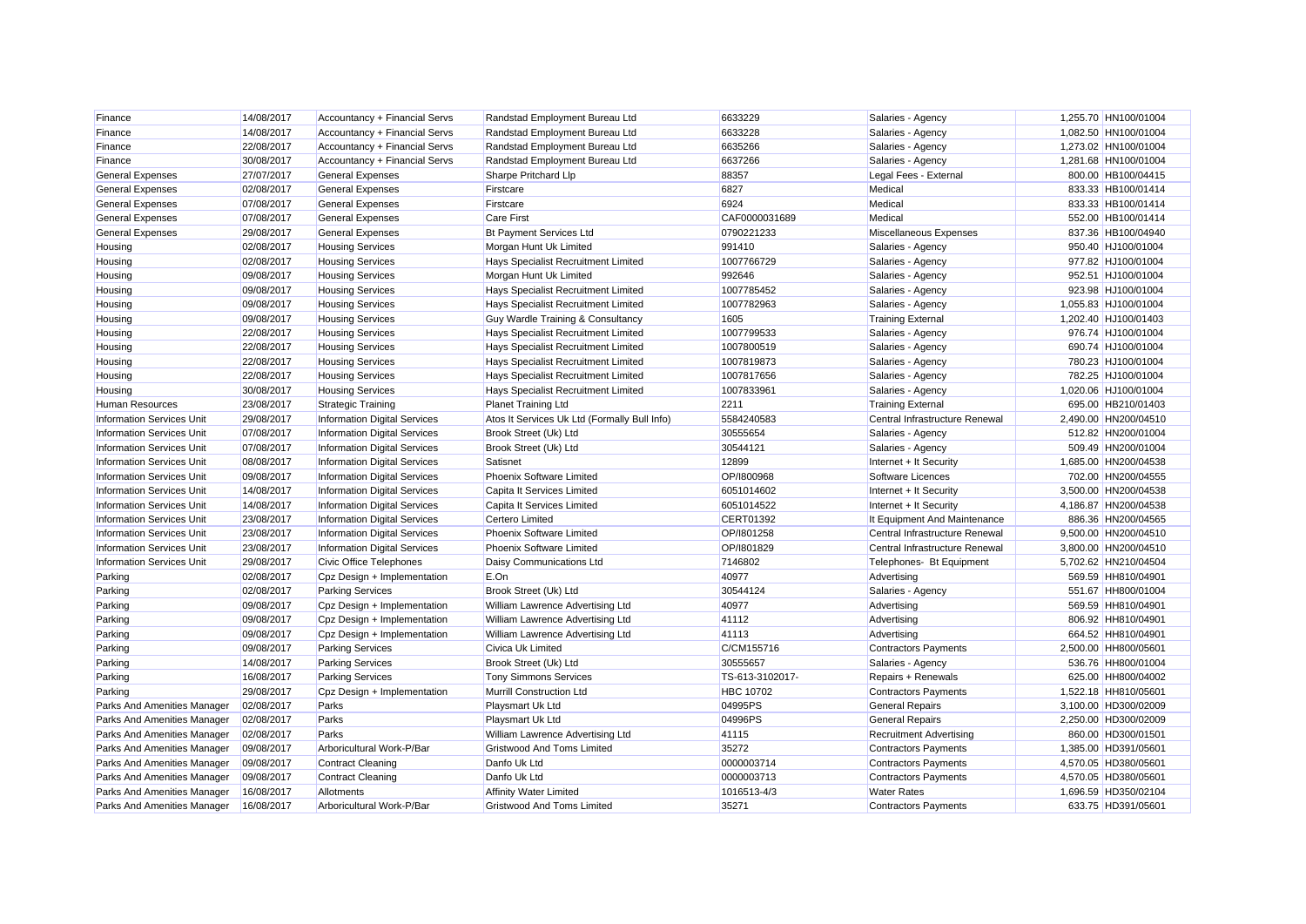| Finance | 14/08/2017 | Accountancy + Financial Servs | Randstad Employment Bureau Ltd | 6633229 | Salaries - Agency | 1,255.70 | HN100/01004 |
|---|---|---|---|---|---|---|---|
| Finance | 14/08/2017 | Accountancy + Financial Servs | Randstad Employment Bureau Ltd | 6633228 | Salaries - Agency | 1,082.50 | HN100/01004 |
| Finance | 22/08/2017 | Accountancy + Financial Servs | Randstad Employment Bureau Ltd | 6635266 | Salaries - Agency | 1,273.02 | HN100/01004 |
| Finance | 30/08/2017 | Accountancy + Financial Servs | Randstad Employment Bureau Ltd | 6637266 | Salaries - Agency | 1,281.68 | HN100/01004 |
| General Expenses | 27/07/2017 | General Expenses | Sharpe Pritchard Llp | 88357 | Legal Fees - External | 800.00 | HB100/04415 |
| General Expenses | 02/08/2017 | General Expenses | Firstcare | 6827 | Medical | 833.33 | HB100/01414 |
| General Expenses | 07/08/2017 | General Expenses | Firstcare | 6924 | Medical | 833.33 | HB100/01414 |
| General Expenses | 07/08/2017 | General Expenses | Care First | CAF0000031689 | Medical | 552.00 | HB100/01414 |
| General Expenses | 29/08/2017 | General Expenses | Bt Payment Services Ltd | 0790221233 | Miscellaneous Expenses | 837.36 | HB100/04940 |
| Housing | 02/08/2017 | Housing Services | Morgan Hunt Uk Limited | 991410 | Salaries - Agency | 950.40 | HJ100/01004 |
| Housing | 02/08/2017 | Housing Services | Hays Specialist Recruitment Limited | 1007766729 | Salaries - Agency | 977.82 | HJ100/01004 |
| Housing | 09/08/2017 | Housing Services | Morgan Hunt Uk Limited | 992646 | Salaries - Agency | 952.51 | HJ100/01004 |
| Housing | 09/08/2017 | Housing Services | Hays Specialist Recruitment Limited | 1007785452 | Salaries - Agency | 923.98 | HJ100/01004 |
| Housing | 09/08/2017 | Housing Services | Hays Specialist Recruitment Limited | 1007782963 | Salaries - Agency | 1,055.83 | HJ100/01004 |
| Housing | 09/08/2017 | Housing Services | Guy Wardle Training & Consultancy | 1605 | Training External | 1,202.40 | HJ100/01403 |
| Housing | 22/08/2017 | Housing Services | Hays Specialist Recruitment Limited | 1007799533 | Salaries - Agency | 976.74 | HJ100/01004 |
| Housing | 22/08/2017 | Housing Services | Hays Specialist Recruitment Limited | 1007800519 | Salaries - Agency | 690.74 | HJ100/01004 |
| Housing | 22/08/2017 | Housing Services | Hays Specialist Recruitment Limited | 1007819873 | Salaries - Agency | 780.23 | HJ100/01004 |
| Housing | 22/08/2017 | Housing Services | Hays Specialist Recruitment Limited | 1007817656 | Salaries - Agency | 782.25 | HJ100/01004 |
| Housing | 30/08/2017 | Housing Services | Hays Specialist Recruitment Limited | 1007833961 | Salaries - Agency | 1,020.06 | HJ100/01004 |
| Human Resources | 23/08/2017 | Strategic Training | Planet Training Ltd | 2211 | Training External | 695.00 | HB210/01403 |
| Information Services Unit | 29/08/2017 | Information Digital Services | Atos It Services Uk Ltd (Formally Bull Info) | 5584240583 | Central Infrastructure Renewal | 2,490.00 | HN200/04510 |
| Information Services Unit | 07/08/2017 | Information Digital Services | Brook Street (Uk) Ltd | 30555654 | Salaries - Agency | 512.82 | HN200/01004 |
| Information Services Unit | 07/08/2017 | Information Digital Services | Brook Street (Uk) Ltd | 30544121 | Salaries - Agency | 509.49 | HN200/01004 |
| Information Services Unit | 08/08/2017 | Information Digital Services | Satisnet | 12899 | Internet + It Security | 1,685.00 | HN200/04538 |
| Information Services Unit | 09/08/2017 | Information Digital Services | Phoenix Software Limited | OP/I800968 | Software Licences | 702.00 | HN200/04555 |
| Information Services Unit | 14/08/2017 | Information Digital Services | Capita It Services Limited | 6051014602 | Internet + It Security | 3,500.00 | HN200/04538 |
| Information Services Unit | 14/08/2017 | Information Digital Services | Capita It Services Limited | 6051014522 | Internet + It Security | 4,186.87 | HN200/04538 |
| Information Services Unit | 23/08/2017 | Information Digital Services | Certero Limited | CERT01392 | It Equipment And Maintenance | 886.36 | HN200/04565 |
| Information Services Unit | 23/08/2017 | Information Digital Services | Phoenix Software Limited | OP/I801258 | Central Infrastructure Renewal | 9,500.00 | HN200/04510 |
| Information Services Unit | 23/08/2017 | Information Digital Services | Phoenix Software Limited | OP/I801829 | Central Infrastructure Renewal | 3,800.00 | HN200/04510 |
| Information Services Unit | 29/08/2017 | Civic Office Telephones | Daisy Communications Ltd | 7146802 | Telephones- Bt Equipment | 5,702.62 | HN210/04504 |
| Parking | 02/08/2017 | Cpz Design + Implementation | E.On | 40977 | Advertising | 569.59 | HH810/04901 |
| Parking | 02/08/2017 | Parking Services | Brook Street (Uk) Ltd | 30544124 | Salaries - Agency | 551.67 | HH800/01004 |
| Parking | 09/08/2017 | Cpz Design + Implementation | William Lawrence Advertising Ltd | 40977 | Advertising | 569.59 | HH810/04901 |
| Parking | 09/08/2017 | Cpz Design + Implementation | William Lawrence Advertising Ltd | 41112 | Advertising | 806.92 | HH810/04901 |
| Parking | 09/08/2017 | Cpz Design + Implementation | William Lawrence Advertising Ltd | 41113 | Advertising | 664.52 | HH810/04901 |
| Parking | 09/08/2017 | Parking Services | Civica Uk Limited | C/CM155716 | Contractors Payments | 2,500.00 | HH800/05601 |
| Parking | 14/08/2017 | Parking Services | Brook Street (Uk) Ltd | 30555657 | Salaries - Agency | 536.76 | HH800/01004 |
| Parking | 16/08/2017 | Parking Services | Tony Simmons Services | TS-613-3102017- | Repairs + Renewals | 625.00 | HH800/04002 |
| Parking | 29/08/2017 | Cpz Design + Implementation | Murrill Construction Ltd | HBC 10702 | Contractors Payments | 1,522.18 | HH810/05601 |
| Parks And Amenities Manager | 02/08/2017 | Parks | Playsmart Uk Ltd | 04995PS | General Repairs | 3,100.00 | HD300/02009 |
| Parks And Amenities Manager | 02/08/2017 | Parks | Playsmart Uk Ltd | 04996PS | General Repairs | 2,250.00 | HD300/02009 |
| Parks And Amenities Manager | 02/08/2017 | Parks | William Lawrence Advertising Ltd | 41115 | Recruitment Advertising | 860.00 | HD300/01501 |
| Parks And Amenities Manager | 09/08/2017 | Arboricultural Work-P/Bar | Gristwood And Toms Limited | 35272 | Contractors Payments | 1,385.00 | HD391/05601 |
| Parks And Amenities Manager | 09/08/2017 | Contract Cleaning | Danfo Uk Ltd | 0000003714 | Contractors Payments | 4,570.05 | HD380/05601 |
| Parks And Amenities Manager | 09/08/2017 | Contract Cleaning | Danfo Uk Ltd | 0000003713 | Contractors Payments | 4,570.05 | HD380/05601 |
| Parks And Amenities Manager | 16/08/2017 | Allotments | Affinity Water Limited | 1016513-4/3 | Water Rates | 1,696.59 | HD350/02104 |
| Parks And Amenities Manager | 16/08/2017 | Arboricultural Work-P/Bar | Gristwood And Toms Limited | 35271 | Contractors Payments | 633.75 | HD391/05601 |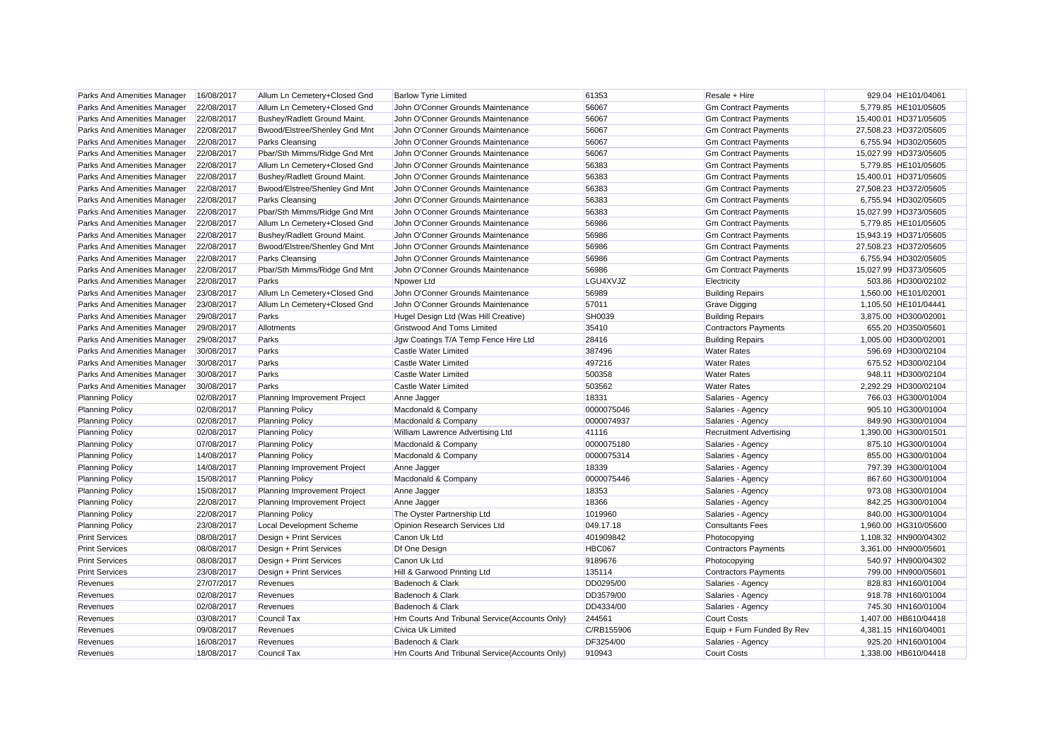| | | | | | | | |
|---|---|---|---|---|---|---|---|
| Parks And Amenities Manager | 16/08/2017 | Allum Ln Cemetery+Closed Gnd | Barlow Tyrie Limited | 61353 | Resale + Hire | 929.04 | HE101/04061 |
| Parks And Amenities Manager | 22/08/2017 | Allum Ln Cemetery+Closed Gnd | John O'Conner Grounds Maintenance | 56067 | Gm Contract Payments | 5,779.85 | HE101/05605 |
| Parks And Amenities Manager | 22/08/2017 | Bushey/Radlett Ground Maint. | John O'Conner Grounds Maintenance | 56067 | Gm Contract Payments | 15,400.01 | HD371/05605 |
| Parks And Amenities Manager | 22/08/2017 | Bwood/Elstree/Shenley Gnd Mnt | John O'Conner Grounds Maintenance | 56067 | Gm Contract Payments | 27,508.23 | HD372/05605 |
| Parks And Amenities Manager | 22/08/2017 | Parks Cleansing | John O'Conner Grounds Maintenance | 56067 | Gm Contract Payments | 6,755.94 | HD302/05605 |
| Parks And Amenities Manager | 22/08/2017 | Pbar/Sth Mimms/Ridge Gnd Mnt | John O'Conner Grounds Maintenance | 56067 | Gm Contract Payments | 15,027.99 | HD373/05605 |
| Parks And Amenities Manager | 22/08/2017 | Allum Ln Cemetery+Closed Gnd | John O'Conner Grounds Maintenance | 56383 | Gm Contract Payments | 5,779.85 | HE101/05605 |
| Parks And Amenities Manager | 22/08/2017 | Bushey/Radlett Ground Maint. | John O'Conner Grounds Maintenance | 56383 | Gm Contract Payments | 15,400.01 | HD371/05605 |
| Parks And Amenities Manager | 22/08/2017 | Bwood/Elstree/Shenley Gnd Mnt | John O'Conner Grounds Maintenance | 56383 | Gm Contract Payments | 27,508.23 | HD372/05605 |
| Parks And Amenities Manager | 22/08/2017 | Parks Cleansing | John O'Conner Grounds Maintenance | 56383 | Gm Contract Payments | 6,755.94 | HD302/05605 |
| Parks And Amenities Manager | 22/08/2017 | Pbar/Sth Mimms/Ridge Gnd Mnt | John O'Conner Grounds Maintenance | 56383 | Gm Contract Payments | 15,027.99 | HD373/05605 |
| Parks And Amenities Manager | 22/08/2017 | Allum Ln Cemetery+Closed Gnd | John O'Conner Grounds Maintenance | 56986 | Gm Contract Payments | 5,779.85 | HE101/05605 |
| Parks And Amenities Manager | 22/08/2017 | Bushey/Radlett Ground Maint. | John O'Conner Grounds Maintenance | 56986 | Gm Contract Payments | 15,943.19 | HD371/05605 |
| Parks And Amenities Manager | 22/08/2017 | Bwood/Elstree/Shenley Gnd Mnt | John O'Conner Grounds Maintenance | 56986 | Gm Contract Payments | 27,508.23 | HD372/05605 |
| Parks And Amenities Manager | 22/08/2017 | Parks Cleansing | John O'Conner Grounds Maintenance | 56986 | Gm Contract Payments | 6,755.94 | HD302/05605 |
| Parks And Amenities Manager | 22/08/2017 | Pbar/Sth Mimms/Ridge Gnd Mnt | John O'Conner Grounds Maintenance | 56986 | Gm Contract Payments | 15,027.99 | HD373/05605 |
| Parks And Amenities Manager | 22/08/2017 | Parks | Npower Ltd | LGU4XVJZ | Electricity | 503.86 | HD300/02102 |
| Parks And Amenities Manager | 23/08/2017 | Allum Ln Cemetery+Closed Gnd | John O'Conner Grounds Maintenance | 56989 | Building Repairs | 1,560.00 | HE101/02001 |
| Parks And Amenities Manager | 23/08/2017 | Allum Ln Cemetery+Closed Gnd | John O'Conner Grounds Maintenance | 57011 | Grave Digging | 1,105.50 | HE101/04441 |
| Parks And Amenities Manager | 29/08/2017 | Parks | Hugel Design Ltd (Was Hill Creative) | SH0039 | Building Repairs | 3,875.00 | HD300/02001 |
| Parks And Amenities Manager | 29/08/2017 | Allotments | Gristwood And Toms Limited | 35410 | Contractors Payments | 655.20 | HD350/05601 |
| Parks And Amenities Manager | 29/08/2017 | Parks | Jgw Coatings T/A Temp Fence Hire Ltd | 28416 | Building Repairs | 1,005.00 | HD300/02001 |
| Parks And Amenities Manager | 30/08/2017 | Parks | Castle Water Limited | 387496 | Water Rates | 596.69 | HD300/02104 |
| Parks And Amenities Manager | 30/08/2017 | Parks | Castle Water Limited | 497216 | Water Rates | 675.52 | HD300/02104 |
| Parks And Amenities Manager | 30/08/2017 | Parks | Castle Water Limited | 500358 | Water Rates | 948.11 | HD300/02104 |
| Parks And Amenities Manager | 30/08/2017 | Parks | Castle Water Limited | 503562 | Water Rates | 2,292.29 | HD300/02104 |
| Planning Policy | 02/08/2017 | Planning Improvement Project | Anne Jagger | 18331 | Salaries - Agency | 766.03 | HG300/01004 |
| Planning Policy | 02/08/2017 | Planning Policy | Macdonald & Company | 0000075046 | Salaries - Agency | 905.10 | HG300/01004 |
| Planning Policy | 02/08/2017 | Planning Policy | Macdonald & Company | 0000074937 | Salaries - Agency | 849.90 | HG300/01004 |
| Planning Policy | 02/08/2017 | Planning Policy | William Lawrence Advertising Ltd | 41116 | Recruitment Advertising | 1,390.00 | HG300/01501 |
| Planning Policy | 07/08/2017 | Planning Policy | Macdonald & Company | 0000075180 | Salaries - Agency | 875.10 | HG300/01004 |
| Planning Policy | 14/08/2017 | Planning Policy | Macdonald & Company | 0000075314 | Salaries - Agency | 855.00 | HG300/01004 |
| Planning Policy | 14/08/2017 | Planning Improvement Project | Anne Jagger | 18339 | Salaries - Agency | 797.39 | HG300/01004 |
| Planning Policy | 15/08/2017 | Planning Policy | Macdonald & Company | 0000075446 | Salaries - Agency | 867.60 | HG300/01004 |
| Planning Policy | 15/08/2017 | Planning Improvement Project | Anne Jagger | 18353 | Salaries - Agency | 973.08 | HG300/01004 |
| Planning Policy | 22/08/2017 | Planning Improvement Project | Anne Jagger | 18366 | Salaries - Agency | 842.25 | HG300/01004 |
| Planning Policy | 22/08/2017 | Planning Policy | The Oyster Partnership Ltd | 1019960 | Salaries - Agency | 840.00 | HG300/01004 |
| Planning Policy | 23/08/2017 | Local Development Scheme | Opinion Research Services Ltd | 049.17.18 | Consultants Fees | 1,960.00 | HG310/05600 |
| Print Services | 08/08/2017 | Design + Print Services | Canon Uk Ltd | 401909842 | Photocopying | 1,108.32 | HN900/04302 |
| Print Services | 08/08/2017 | Design + Print Services | Df One Design | HBC067 | Contractors Payments | 3,361.00 | HN900/05601 |
| Print Services | 08/08/2017 | Design + Print Services | Canon Uk Ltd | 9189676 | Photocopying | 540.97 | HN900/04302 |
| Print Services | 23/08/2017 | Design + Print Services | Hill & Garwood Printing Ltd | 135114 | Contractors Payments | 799.00 | HN900/05601 |
| Revenues | 27/07/2017 | Revenues | Badenoch & Clark | DD0295/00 | Salaries - Agency | 828.83 | HN160/01004 |
| Revenues | 02/08/2017 | Revenues | Badenoch & Clark | DD3579/00 | Salaries - Agency | 918.78 | HN160/01004 |
| Revenues | 02/08/2017 | Revenues | Badenoch & Clark | DD4334/00 | Salaries - Agency | 745.30 | HN160/01004 |
| Revenues | 03/08/2017 | Council Tax | Hm Courts And Tribunal Service(Accounts Only) | 244561 | Court Costs | 1,407.00 | HB610/04418 |
| Revenues | 09/08/2017 | Revenues | Civica Uk Limited | C/RB155906 | Equip + Furn Funded By Rev | 4,381.15 | HN160/04001 |
| Revenues | 16/08/2017 | Revenues | Badenoch & Clark | DF3254/00 | Salaries - Agency | 925.20 | HN160/01004 |
| Revenues | 18/08/2017 | Council Tax | Hm Courts And Tribunal Service(Accounts Only) | 910943 | Court Costs | 1,338.00 | HB610/04418 |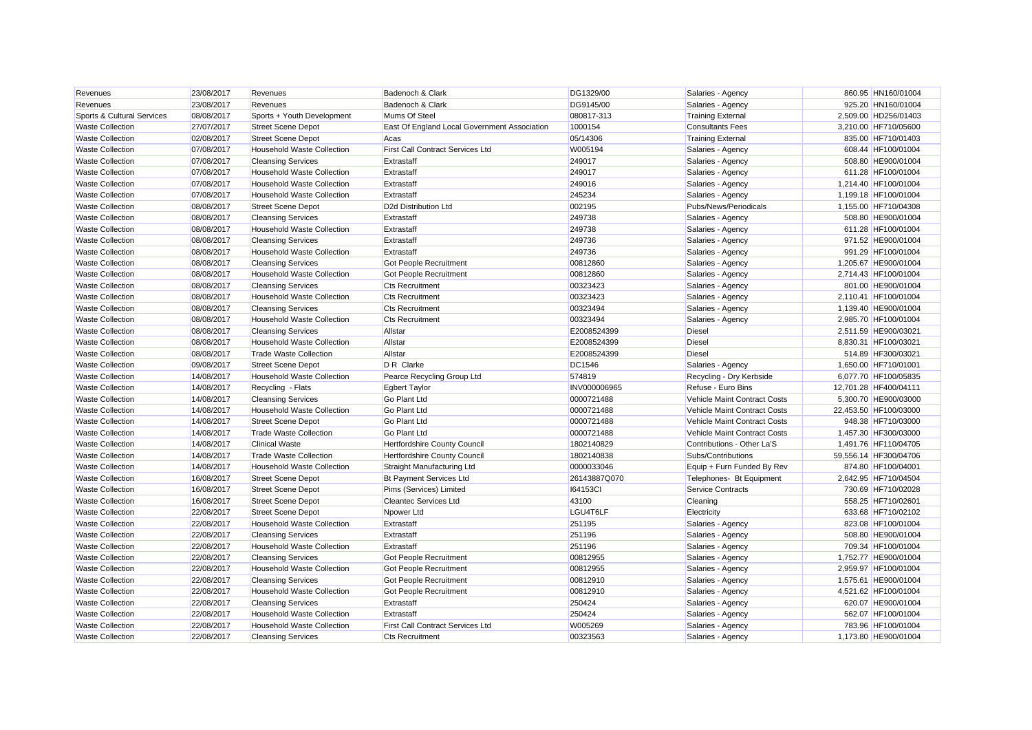| Revenues | 23/08/2017 | Revenues | Badenoch & Clark | DG1329/00 | Salaries - Agency | 860.95 | HN160/01004 |
|---|---|---|---|---|---|---|---|
| Revenues | 23/08/2017 | Revenues | Badenoch & Clark | DG9145/00 | Salaries - Agency | 925.20 | HN160/01004 |
| Sports & Cultural Services | 08/08/2017 | Sports + Youth Development | Mums Of Steel | 080817-313 | Training External | 2,509.00 | HD256/01403 |
| Waste Collection | 27/07/2017 | Street Scene Depot | East Of England Local Government Association | 1000154 | Consultants Fees | 3,210.00 | HF710/05600 |
| Waste Collection | 02/08/2017 | Street Scene Depot | Acas | 05/14306 | Training External | 835.00 | HF710/01403 |
| Waste Collection | 07/08/2017 | Household Waste Collection | First Call Contract Services Ltd | W005194 | Salaries - Agency | 608.44 | HF100/01004 |
| Waste Collection | 07/08/2017 | Cleansing Services | Extrastaff | 249017 | Salaries - Agency | 508.80 | HE900/01004 |
| Waste Collection | 07/08/2017 | Household Waste Collection | Extrastaff | 249017 | Salaries - Agency | 611.28 | HF100/01004 |
| Waste Collection | 07/08/2017 | Household Waste Collection | Extrastaff | 249016 | Salaries - Agency | 1,214.40 | HF100/01004 |
| Waste Collection | 07/08/2017 | Household Waste Collection | Extrastaff | 245234 | Salaries - Agency | 1,199.18 | HF100/01004 |
| Waste Collection | 08/08/2017 | Street Scene Depot | D2d Distribution Ltd | 002195 | Pubs/News/Periodicals | 1,155.00 | HF710/04308 |
| Waste Collection | 08/08/2017 | Cleansing Services | Extrastaff | 249738 | Salaries - Agency | 508.80 | HE900/01004 |
| Waste Collection | 08/08/2017 | Household Waste Collection | Extrastaff | 249738 | Salaries - Agency | 611.28 | HF100/01004 |
| Waste Collection | 08/08/2017 | Cleansing Services | Extrastaff | 249736 | Salaries - Agency | 971.52 | HE900/01004 |
| Waste Collection | 08/08/2017 | Household Waste Collection | Extrastaff | 249736 | Salaries - Agency | 991.29 | HF100/01004 |
| Waste Collection | 08/08/2017 | Cleansing Services | Got People Recruitment | 00812860 | Salaries - Agency | 1,205.67 | HE900/01004 |
| Waste Collection | 08/08/2017 | Household Waste Collection | Got People Recruitment | 00812860 | Salaries - Agency | 2,714.43 | HF100/01004 |
| Waste Collection | 08/08/2017 | Cleansing Services | Cts Recruitment | 00323423 | Salaries - Agency | 801.00 | HE900/01004 |
| Waste Collection | 08/08/2017 | Household Waste Collection | Cts Recruitment | 00323423 | Salaries - Agency | 2,110.41 | HF100/01004 |
| Waste Collection | 08/08/2017 | Cleansing Services | Cts Recruitment | 00323494 | Salaries - Agency | 1,139.40 | HE900/01004 |
| Waste Collection | 08/08/2017 | Household Waste Collection | Cts Recruitment | 00323494 | Salaries - Agency | 2,985.70 | HF100/01004 |
| Waste Collection | 08/08/2017 | Cleansing Services | Allstar | E2008524399 | Diesel | 2,511.59 | HE900/03021 |
| Waste Collection | 08/08/2017 | Household Waste Collection | Allstar | E2008524399 | Diesel | 8,830.31 | HF100/03021 |
| Waste Collection | 08/08/2017 | Trade Waste Collection | Allstar | E2008524399 | Diesel | 514.89 | HF300/03021 |
| Waste Collection | 09/08/2017 | Street Scene Depot | D R Clarke | DC1546 | Salaries - Agency | 1,650.00 | HF710/01001 |
| Waste Collection | 14/08/2017 | Household Waste Collection | Pearce Recycling Group Ltd | 574819 | Recycling - Dry Kerbside | 6,077.70 | HF100/05835 |
| Waste Collection | 14/08/2017 | Recycling - Flats | Egbert Taylor | INV000006965 | Refuse - Euro Bins | 12,701.28 | HF400/04111 |
| Waste Collection | 14/08/2017 | Cleansing Services | Go Plant Ltd | 0000721488 | Vehicle Maint Contract Costs | 5,300.70 | HE900/03000 |
| Waste Collection | 14/08/2017 | Household Waste Collection | Go Plant Ltd | 0000721488 | Vehicle Maint Contract Costs | 22,453.50 | HF100/03000 |
| Waste Collection | 14/08/2017 | Street Scene Depot | Go Plant Ltd | 0000721488 | Vehicle Maint Contract Costs | 948.38 | HF710/03000 |
| Waste Collection | 14/08/2017 | Trade Waste Collection | Go Plant Ltd | 0000721488 | Vehicle Maint Contract Costs | 1,457.30 | HF300/03000 |
| Waste Collection | 14/08/2017 | Clinical Waste | Hertfordshire County Council | 1802140829 | Contributions - Other La'S | 1,491.76 | HF110/04705 |
| Waste Collection | 14/08/2017 | Trade Waste Collection | Hertfordshire County Council | 1802140838 | Subs/Contributions | 59,556.14 | HF300/04706 |
| Waste Collection | 14/08/2017 | Household Waste Collection | Straight Manufacturing Ltd | 0000033046 | Equip + Furn Funded By Rev | 874.80 | HF100/04001 |
| Waste Collection | 16/08/2017 | Street Scene Depot | Bt Payment Services Ltd | 26143887Q070 | Telephones- Bt Equipment | 2,642.95 | HF710/04504 |
| Waste Collection | 16/08/2017 | Street Scene Depot | Pims (Services) Limited | I64153CI | Service Contracts | 730.69 | HF710/02028 |
| Waste Collection | 16/08/2017 | Street Scene Depot | Cleantec Services Ltd | 43100 | Cleaning | 558.25 | HF710/02601 |
| Waste Collection | 22/08/2017 | Street Scene Depot | Npower Ltd | LGU4T6LF | Electricity | 633.68 | HF710/02102 |
| Waste Collection | 22/08/2017 | Household Waste Collection | Extrastaff | 251195 | Salaries - Agency | 823.08 | HF100/01004 |
| Waste Collection | 22/08/2017 | Cleansing Services | Extrastaff | 251196 | Salaries - Agency | 508.80 | HE900/01004 |
| Waste Collection | 22/08/2017 | Household Waste Collection | Extrastaff | 251196 | Salaries - Agency | 709.34 | HF100/01004 |
| Waste Collection | 22/08/2017 | Cleansing Services | Got People Recruitment | 00812955 | Salaries - Agency | 1,752.77 | HE900/01004 |
| Waste Collection | 22/08/2017 | Household Waste Collection | Got People Recruitment | 00812955 | Salaries - Agency | 2,959.97 | HF100/01004 |
| Waste Collection | 22/08/2017 | Cleansing Services | Got People Recruitment | 00812910 | Salaries - Agency | 1,575.61 | HE900/01004 |
| Waste Collection | 22/08/2017 | Household Waste Collection | Got People Recruitment | 00812910 | Salaries - Agency | 4,521.62 | HF100/01004 |
| Waste Collection | 22/08/2017 | Cleansing Services | Extrastaff | 250424 | Salaries - Agency | 620.07 | HE900/01004 |
| Waste Collection | 22/08/2017 | Household Waste Collection | Extrastaff | 250424 | Salaries - Agency | 562.07 | HF100/01004 |
| Waste Collection | 22/08/2017 | Household Waste Collection | First Call Contract Services Ltd | W005269 | Salaries - Agency | 783.96 | HF100/01004 |
| Waste Collection | 22/08/2017 | Cleansing Services | Cts Recruitment | 00323563 | Salaries - Agency | 1,173.80 | HE900/01004 |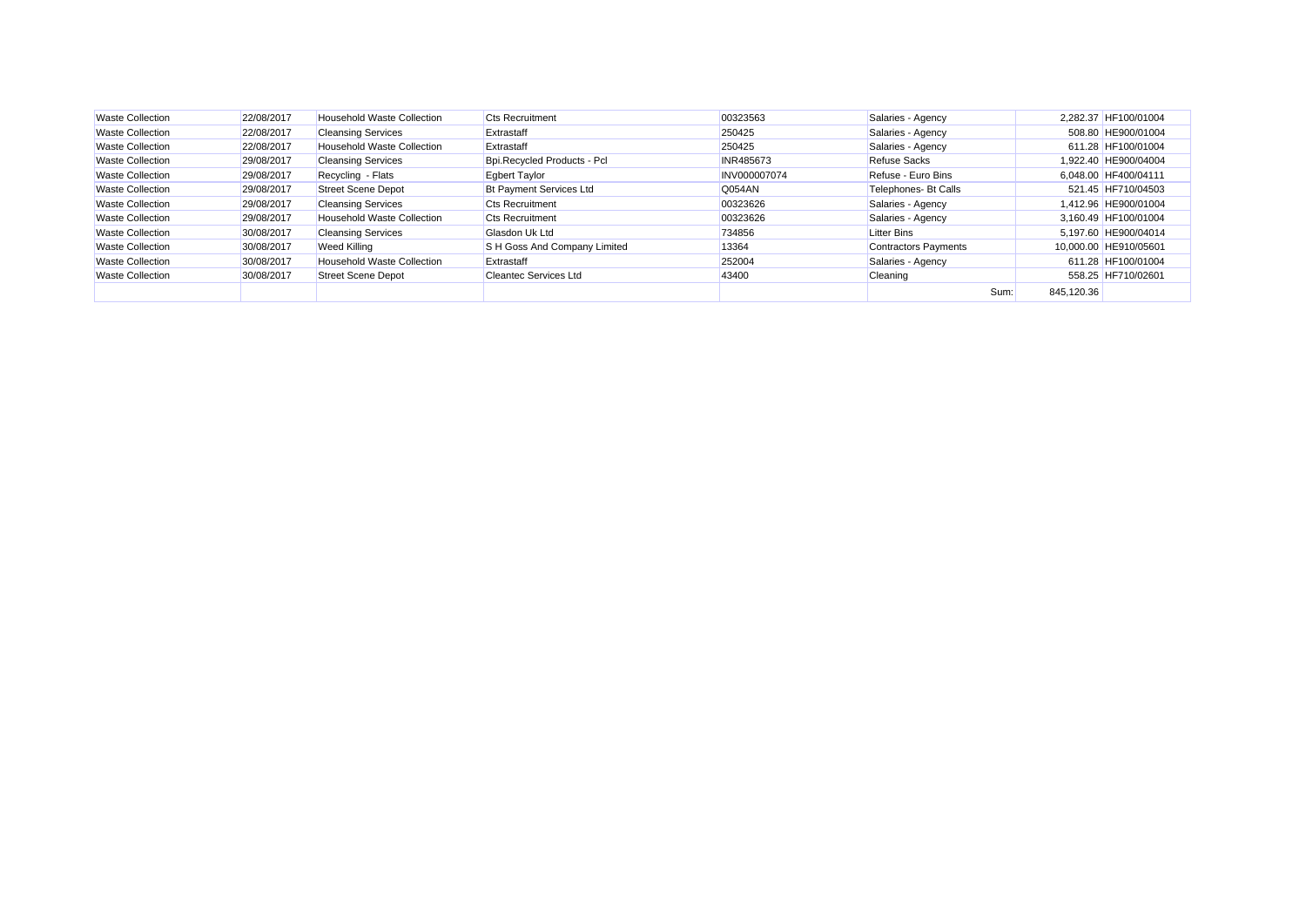| | | | | | | | |
|---|---|---|---|---|---|---|---|
| Waste Collection | 22/08/2017 | Household Waste Collection | Cts Recruitment | 00323563 | Salaries - Agency | 2,282.37 | HF100/01004 |
| Waste Collection | 22/08/2017 | Cleansing Services | Extrastaff | 250425 | Salaries - Agency | 508.80 | HE900/01004 |
| Waste Collection | 22/08/2017 | Household Waste Collection | Extrastaff | 250425 | Salaries - Agency | 611.28 | HF100/01004 |
| Waste Collection | 29/08/2017 | Cleansing Services | Bpi.Recycled Products - Pcl | INR485673 | Refuse Sacks | 1,922.40 | HE900/04004 |
| Waste Collection | 29/08/2017 | Recycling - Flats | Egbert Taylor | INV000007074 | Refuse - Euro Bins | 6,048.00 | HF400/04111 |
| Waste Collection | 29/08/2017 | Street Scene Depot | Bt Payment Services Ltd | Q054AN | Telephones- Bt Calls | 521.45 | HF710/04503 |
| Waste Collection | 29/08/2017 | Cleansing Services | Cts Recruitment | 00323626 | Salaries - Agency | 1,412.96 | HE900/01004 |
| Waste Collection | 29/08/2017 | Household Waste Collection | Cts Recruitment | 00323626 | Salaries - Agency | 3,160.49 | HF100/01004 |
| Waste Collection | 30/08/2017 | Cleansing Services | Glasdon Uk Ltd | 734856 | Litter Bins | 5,197.60 | HE900/04014 |
| Waste Collection | 30/08/2017 | Weed Killing | S H Goss And Company Limited | 13364 | Contractors Payments | 10,000.00 | HE910/05601 |
| Waste Collection | 30/08/2017 | Household Waste Collection | Extrastaff | 252004 | Salaries - Agency | 611.28 | HF100/01004 |
| Waste Collection | 30/08/2017 | Street Scene Depot | Cleantec Services Ltd | 43400 | Cleaning | 558.25 | HF710/02601 |
| | | | | | Sum: | 845,120.36 | |